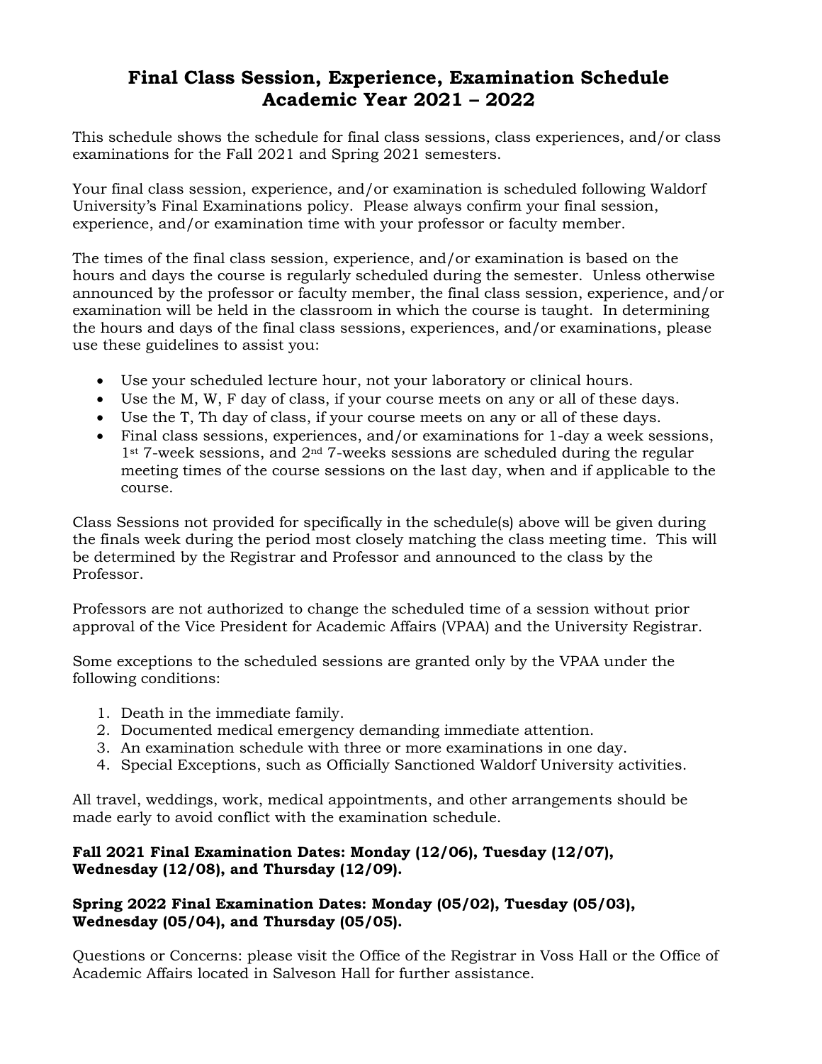# Final Class Session, Experience, Examination Schedule
# Academic Year 2021 – 2022

This schedule shows the schedule for final class sessions, class experiences, and/or class examinations for the Fall 2021 and Spring 2021 semesters.

Your final class session, experience, and/or examination is scheduled following Waldorf University's Final Examinations policy. Please always confirm your final session, experience, and/or examination time with your professor or faculty member.

The times of the final class session, experience, and/or examination is based on the hours and days the course is regularly scheduled during the semester. Unless otherwise announced by the professor or faculty member, the final class session, experience, and/or examination will be held in the classroom in which the course is taught. In determining the hours and days of the final class sessions, experiences, and/or examinations, please use these guidelines to assist you:

- Use your scheduled lecture hour, not your laboratory or clinical hours.
- Use the M, W, F day of class, if your course meets on any or all of these days.
- Use the T, Th day of class, if your course meets on any or all of these days.
- Final class sessions, experiences, and/or examinations for 1-day a week sessions, 1st 7-week sessions, and 2nd 7-weeks sessions are scheduled during the regular meeting times of the course sessions on the last day, when and if applicable to the course.

Class Sessions not provided for specifically in the schedule(s) above will be given during the finals week during the period most closely matching the class meeting time. This will be determined by the Registrar and Professor and announced to the class by the Professor.

Professors are not authorized to change the scheduled time of a session without prior approval of the Vice President for Academic Affairs (VPAA) and the University Registrar.

Some exceptions to the scheduled sessions are granted only by the VPAA under the following conditions:

1. Death in the immediate family.
2. Documented medical emergency demanding immediate attention.
3. An examination schedule with three or more examinations in one day.
4. Special Exceptions, such as Officially Sanctioned Waldorf University activities.

All travel, weddings, work, medical appointments, and other arrangements should be made early to avoid conflict with the examination schedule.

**Fall 2021 Final Examination Dates: Monday (12/06), Tuesday (12/07), Wednesday (12/08), and Thursday (12/09).**

**Spring 2022 Final Examination Dates: Monday (05/02), Tuesday (05/03), Wednesday (05/04), and Thursday (05/05).**

Questions or Concerns: please visit the Office of the Registrar in Voss Hall or the Office of Academic Affairs located in Salveson Hall for further assistance.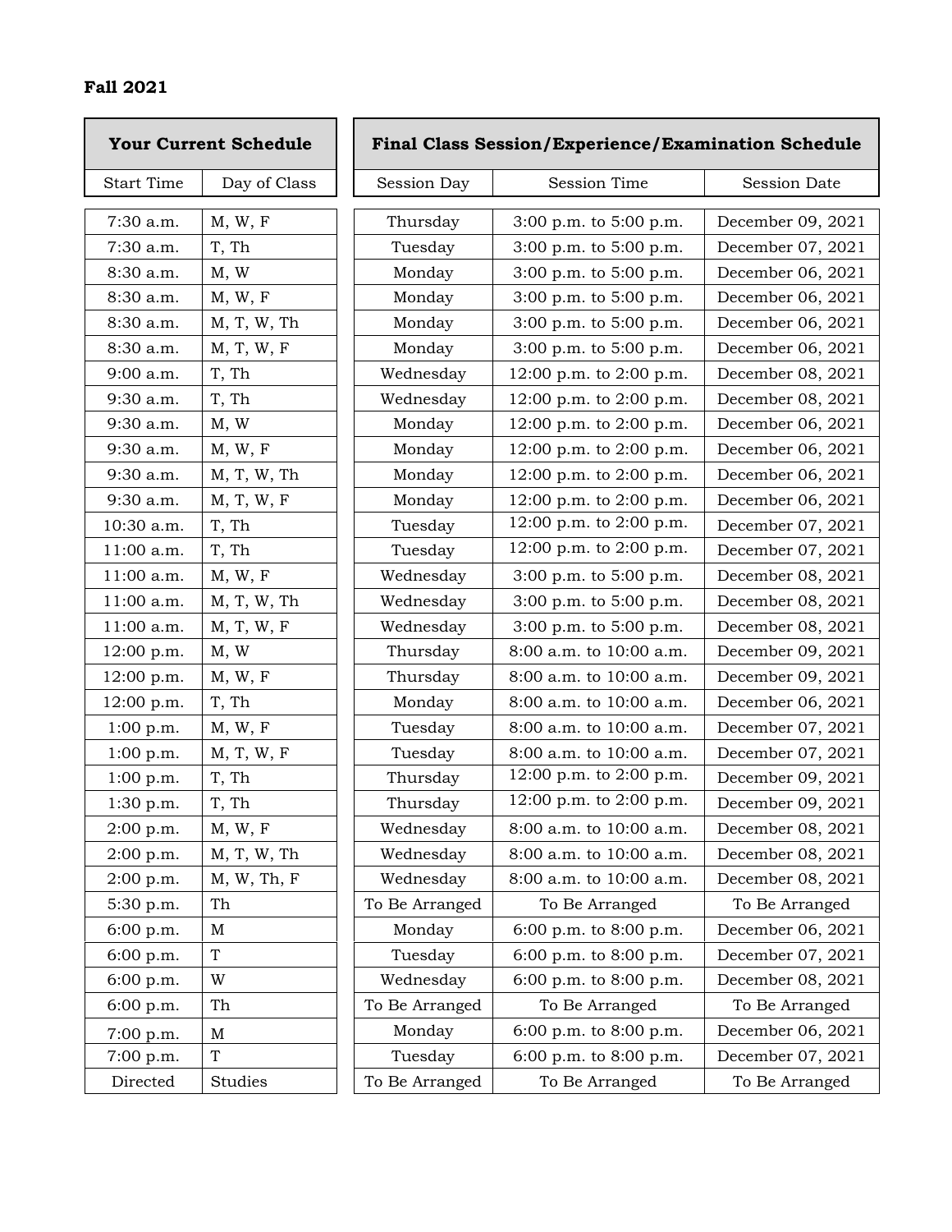**Fall 2021**

| Your Current Schedule | | Final Class Session/Experience/Examination Schedule | | |
|---|---|---|---|---|
| Start Time | Day of Class | Session Day | Session Time | Session Date |
| 7:30 a.m. | M, W, F | Thursday | 3:00 p.m. to 5:00 p.m. | December 09, 2021 |
| 7:30 a.m. | T, Th | Tuesday | 3:00 p.m. to 5:00 p.m. | December 07, 2021 |
| 8:30 a.m. | M, W | Monday | 3:00 p.m. to 5:00 p.m. | December 06, 2021 |
| 8:30 a.m. | M, W, F | Monday | 3:00 p.m. to 5:00 p.m. | December 06, 2021 |
| 8:30 a.m. | M, T, W, Th | Monday | 3:00 p.m. to 5:00 p.m. | December 06, 2021 |
| 8:30 a.m. | M, T, W, F | Monday | 3:00 p.m. to 5:00 p.m. | December 06, 2021 |
| 9:00 a.m. | T, Th | Wednesday | 12:00 p.m. to 2:00 p.m. | December 08, 2021 |
| 9:30 a.m. | T, Th | Wednesday | 12:00 p.m. to 2:00 p.m. | December 08, 2021 |
| 9:30 a.m. | M, W | Monday | 12:00 p.m. to 2:00 p.m. | December 06, 2021 |
| 9:30 a.m. | M, W, F | Monday | 12:00 p.m. to 2:00 p.m. | December 06, 2021 |
| 9:30 a.m. | M, T, W, Th | Monday | 12:00 p.m. to 2:00 p.m. | December 06, 2021 |
| 9:30 a.m. | M, T, W, F | Monday | 12:00 p.m. to 2:00 p.m. | December 06, 2021 |
| 10:30 a.m. | T, Th | Tuesday | 12:00 p.m. to 2:00 p.m. | December 07, 2021 |
| 11:00 a.m. | T, Th | Tuesday | 12:00 p.m. to 2:00 p.m. | December 07, 2021 |
| 11:00 a.m. | M, W, F | Wednesday | 3:00 p.m. to 5:00 p.m. | December 08, 2021 |
| 11:00 a.m. | M, T, W, Th | Wednesday | 3:00 p.m. to 5:00 p.m. | December 08, 2021 |
| 11:00 a.m. | M, T, W, F | Wednesday | 3:00 p.m. to 5:00 p.m. | December 08, 2021 |
| 12:00 p.m. | M, W | Thursday | 8:00 a.m. to 10:00 a.m. | December 09, 2021 |
| 12:00 p.m. | M, W, F | Thursday | 8:00 a.m. to 10:00 a.m. | December 09, 2021 |
| 12:00 p.m. | T, Th | Monday | 8:00 a.m. to 10:00 a.m. | December 06, 2021 |
| 1:00 p.m. | M, W, F | Tuesday | 8:00 a.m. to 10:00 a.m. | December 07, 2021 |
| 1:00 p.m. | M, T, W, F | Tuesday | 8:00 a.m. to 10:00 a.m. | December 07, 2021 |
| 1:00 p.m. | T, Th | Thursday | 12:00 p.m. to 2:00 p.m. | December 09, 2021 |
| 1:30 p.m. | T, Th | Thursday | 12:00 p.m. to 2:00 p.m. | December 09, 2021 |
| 2:00 p.m. | M, W, F | Wednesday | 8:00 a.m. to 10:00 a.m. | December 08, 2021 |
| 2:00 p.m. | M, T, W, Th | Wednesday | 8:00 a.m. to 10:00 a.m. | December 08, 2021 |
| 2:00 p.m. | M, W, Th, F | Wednesday | 8:00 a.m. to 10:00 a.m. | December 08, 2021 |
| 5:30 p.m. | Th | To Be Arranged | To Be Arranged | To Be Arranged |
| 6:00 p.m. | M | Monday | 6:00 p.m. to 8:00 p.m. | December 06, 2021 |
| 6:00 p.m. | T | Tuesday | 6:00 p.m. to 8:00 p.m. | December 07, 2021 |
| 6:00 p.m. | W | Wednesday | 6:00 p.m. to 8:00 p.m. | December 08, 2021 |
| 6:00 p.m. | Th | To Be Arranged | To Be Arranged | To Be Arranged |
| 7:00 p.m. | M | Monday | 6:00 p.m. to 8:00 p.m. | December 06, 2021 |
| 7:00 p.m. | T | Tuesday | 6:00 p.m. to 8:00 p.m. | December 07, 2021 |
| Directed | Studies | To Be Arranged | To Be Arranged | To Be Arranged |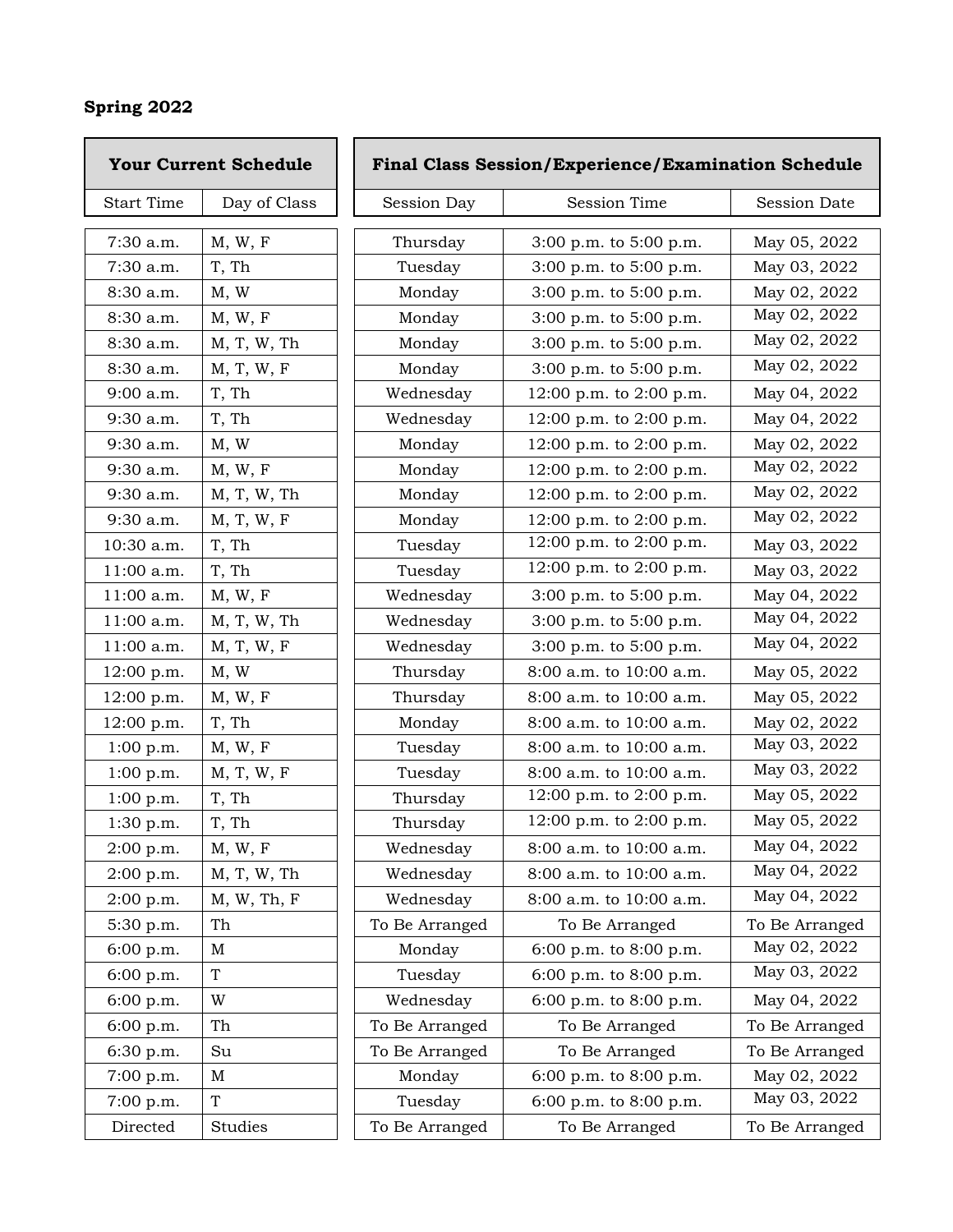**Spring 2022**

| Your Current Schedule | | Final Class Session/Experience/Examination Schedule | | |
|---|---|---|---|---|
| Start Time | Day of Class | Session Day | Session Time | Session Date |
| 7:30 a.m. | M, W, F | Thursday | 3:00 p.m. to 5:00 p.m. | May 05, 2022 |
| 7:30 a.m. | T, Th | Tuesday | 3:00 p.m. to 5:00 p.m. | May 03, 2022 |
| 8:30 a.m. | M, W | Monday | 3:00 p.m. to 5:00 p.m. | May 02, 2022 |
| 8:30 a.m. | M, W, F | Monday | 3:00 p.m. to 5:00 p.m. | May 02, 2022 |
| 8:30 a.m. | M, T, W, Th | Monday | 3:00 p.m. to 5:00 p.m. | May 02, 2022 |
| 8:30 a.m. | M, T, W, F | Monday | 3:00 p.m. to 5:00 p.m. | May 02, 2022 |
| 9:00 a.m. | T, Th | Wednesday | 12:00 p.m. to 2:00 p.m. | May 04, 2022 |
| 9:30 a.m. | T, Th | Wednesday | 12:00 p.m. to 2:00 p.m. | May 04, 2022 |
| 9:30 a.m. | M, W | Monday | 12:00 p.m. to 2:00 p.m. | May 02, 2022 |
| 9:30 a.m. | M, W, F | Monday | 12:00 p.m. to 2:00 p.m. | May 02, 2022 |
| 9:30 a.m. | M, T, W, Th | Monday | 12:00 p.m. to 2:00 p.m. | May 02, 2022 |
| 9:30 a.m. | M, T, W, F | Monday | 12:00 p.m. to 2:00 p.m. | May 02, 2022 |
| 10:30 a.m. | T, Th | Tuesday | 12:00 p.m. to 2:00 p.m. | May 03, 2022 |
| 11:00 a.m. | T, Th | Tuesday | 12:00 p.m. to 2:00 p.m. | May 03, 2022 |
| 11:00 a.m. | M, W, F | Wednesday | 3:00 p.m. to 5:00 p.m. | May 04, 2022 |
| 11:00 a.m. | M, T, W, Th | Wednesday | 3:00 p.m. to 5:00 p.m. | May 04, 2022 |
| 11:00 a.m. | M, T, W, F | Wednesday | 3:00 p.m. to 5:00 p.m. | May 04, 2022 |
| 12:00 p.m. | M, W | Thursday | 8:00 a.m. to 10:00 a.m. | May 05, 2022 |
| 12:00 p.m. | M, W, F | Thursday | 8:00 a.m. to 10:00 a.m. | May 05, 2022 |
| 12:00 p.m. | T, Th | Monday | 8:00 a.m. to 10:00 a.m. | May 02, 2022 |
| 1:00 p.m. | M, W, F | Tuesday | 8:00 a.m. to 10:00 a.m. | May 03, 2022 |
| 1:00 p.m. | M, T, W, F | Tuesday | 8:00 a.m. to 10:00 a.m. | May 03, 2022 |
| 1:00 p.m. | T, Th | Thursday | 12:00 p.m. to 2:00 p.m. | May 05, 2022 |
| 1:30 p.m. | T, Th | Thursday | 12:00 p.m. to 2:00 p.m. | May 05, 2022 |
| 2:00 p.m. | M, W, F | Wednesday | 8:00 a.m. to 10:00 a.m. | May 04, 2022 |
| 2:00 p.m. | M, T, W, Th | Wednesday | 8:00 a.m. to 10:00 a.m. | May 04, 2022 |
| 2:00 p.m. | M, W, Th, F | Wednesday | 8:00 a.m. to 10:00 a.m. | May 04, 2022 |
| 5:30 p.m. | Th | To Be Arranged | To Be Arranged | To Be Arranged |
| 6:00 p.m. | M | Monday | 6:00 p.m. to 8:00 p.m. | May 02, 2022 |
| 6:00 p.m. | T | Tuesday | 6:00 p.m. to 8:00 p.m. | May 03, 2022 |
| 6:00 p.m. | W | Wednesday | 6:00 p.m. to 8:00 p.m. | May 04, 2022 |
| 6:00 p.m. | Th | To Be Arranged | To Be Arranged | To Be Arranged |
| 6:30 p.m. | Su | To Be Arranged | To Be Arranged | To Be Arranged |
| 7:00 p.m. | M | Monday | 6:00 p.m. to 8:00 p.m. | May 02, 2022 |
| 7:00 p.m. | T | Tuesday | 6:00 p.m. to 8:00 p.m. | May 03, 2022 |
| Directed | Studies | To Be Arranged | To Be Arranged | To Be Arranged |